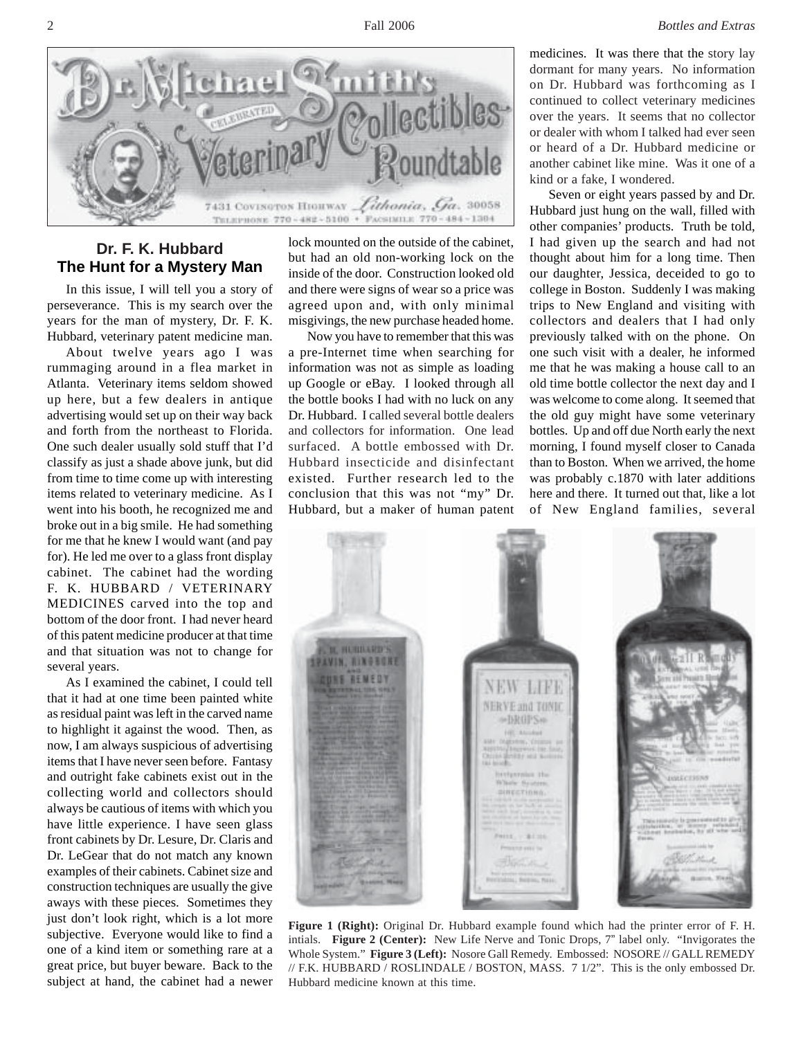## Dr. F. K. Hubbard
## The Hunt for a Mystery Man

In this issue, I will tell you a story of perseverance. This is my search over the years for the man of mystery, Dr. F. K. Hubbard, veterinary patent medicine man.

About twelve years ago I was rummaging around in a flea market in Atlanta. Veterinary items seldom showed up here, but a few dealers in antique advertising would set up on their way back and forth from the northeast to Florida. One such dealer usually sold stuff that I'd classify as just a shade above junk, but did from time to time come up with interesting items related to veterinary medicine. As I went into his booth, he recognized me and broke out in a big smile. He had something for me that he knew I would want (and pay for). He led me over to a glass front display cabinet. The cabinet had the wording F. K. HUBBARD / VETERINARY MEDICINES carved into the top and bottom of the door front. I had never heard of this patent medicine producer at that time and that situation was not to change for several years.

As I examined the cabinet, I could tell that it had at one time been painted white as residual paint was left in the carved name to highlight it against the wood. Then, as now, I am always suspicious of advertising items that I have never seen before. Fantasy and outright fake cabinets exist out in the collecting world and collectors should always be cautious of items with which you have little experience. I have seen glass front cabinets by Dr. Lesure, Dr. Claris and Dr. LeGear that do not match any known examples of their cabinets. Cabinet size and construction techniques are usually the give aways with these pieces. Sometimes they just don't look right, which is a lot more subjective. Everyone would like to find a one of a kind item or something rare at a great price, but buyer beware. Back to the subject at hand, the cabinet had a newer lock mounted on the outside of the cabinet, but had an old non-working lock on the inside of the door. Construction looked old and there were signs of wear so a price was agreed upon and, with only minimal misgivings, the new purchase headed home.

Now you have to remember that this was a pre-Internet time when searching for information was not as simple as loading up Google or eBay. I looked through all the bottle books I had with no luck on any Dr. Hubbard. I called several bottle dealers and collectors for information. One lead surfaced. A bottle embossed with Dr. Hubbard insecticide and disinfectant existed. Further research led to the conclusion that this was not "my" Dr. Hubbard, but a maker of human patent medicines. It was there that the story lay dormant for many years. No information on Dr. Hubbard was forthcoming as I continued to collect veterinary medicines over the years. It seems that no collector or dealer with whom I talked had ever seen or heard of a Dr. Hubbard medicine or another cabinet like mine. Was it one of a kind or a fake, I wondered.

Seven or eight years passed by and Dr. Hubbard just hung on the wall, filled with other companies' products. Truth be told, I had given up the search and had not thought about him for a long time. Then our daughter, Jessica, deceided to go to college in Boston. Suddenly I was making trips to New England and visiting with collectors and dealers that I had only previously talked with on the phone. On one such visit with a dealer, he informed me that he was making a house call to an old time bottle collector the next day and I was welcome to come along. It seemed that the old guy might have some veterinary bottles. Up and off due North early the next morning, I found myself closer to Canada than to Boston. When we arrived, the home was probably c.1870 with later additions here and there. It turned out that, like a lot of New England families, several

**Figure 1 (Right):** Original Dr. Hubbard example found which had the printer error of F. H. intials. **Figure 2 (Center):** New Life Nerve and Tonic Drops, 7" label only. "Invigorates the Whole System." **Figure 3 (Left):** Nosore Gall Remedy. Embossed: NOSORE // GALL REMEDY // F.K. HUBBARD / ROSLINDALE / BOSTON, MASS. 7 1/2". This is the only embossed Dr. Hubbard medicine known at this time.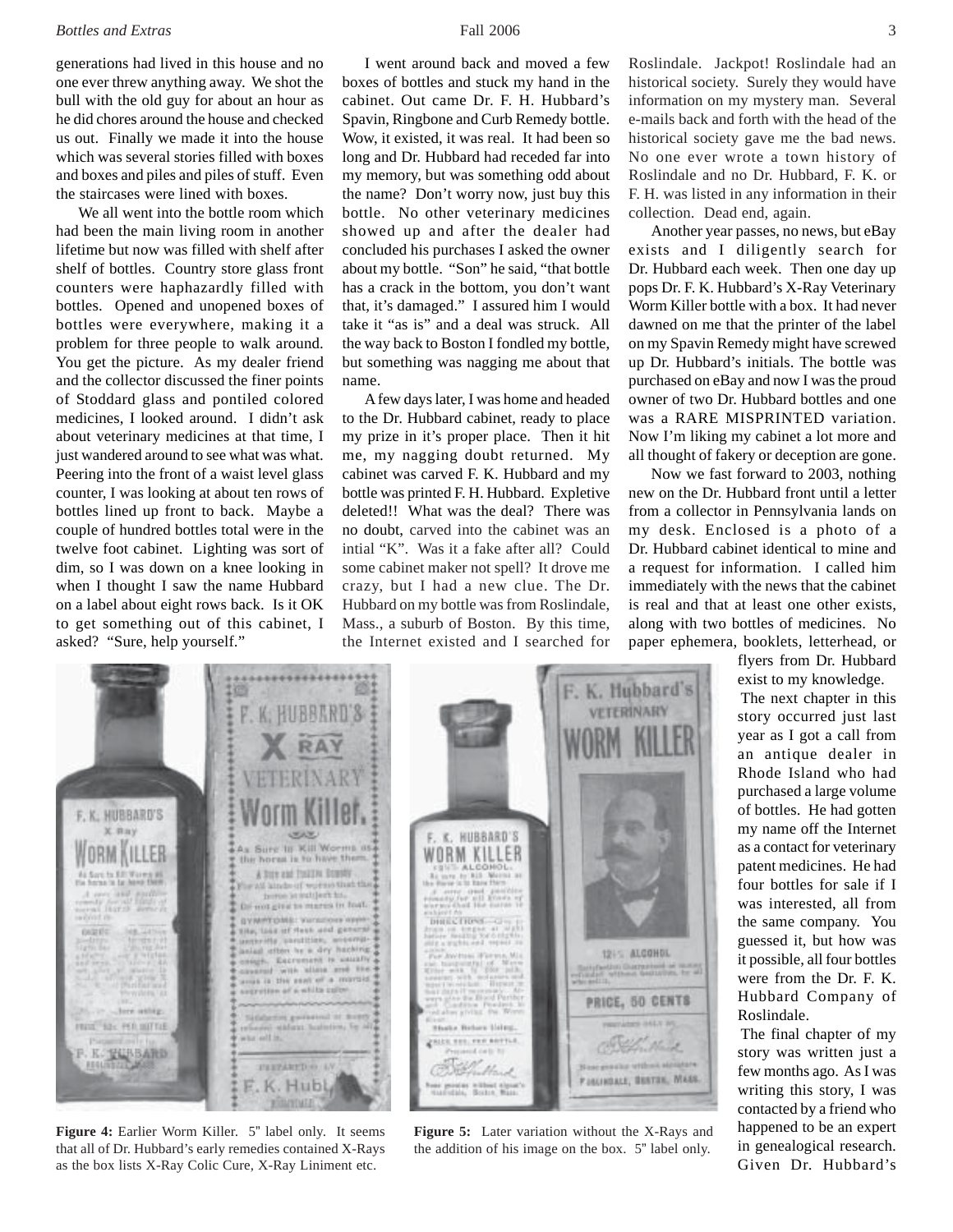generations had lived in this house and no one ever threw anything away. We shot the bull with the old guy for about an hour as he did chores around the house and checked us out. Finally we made it into the house which was several stories filled with boxes and boxes and piles and piles of stuff. Even the staircases were lined with boxes.

We all went into the bottle room which had been the main living room in another lifetime but now was filled with shelf after shelf of bottles. Country store glass front counters were haphazardly filled with bottles. Opened and unopened boxes of bottles were everywhere, making it a problem for three people to walk around. You get the picture. As my dealer friend and the collector discussed the finer points of Stoddard glass and pontiled colored medicines, I looked around. I didn't ask about veterinary medicines at that time, I just wandered around to see what was what. Peering into the front of a waist level glass counter, I was looking at about ten rows of bottles lined up front to back. Maybe a couple of hundred bottles total were in the twelve foot cabinet. Lighting was sort of dim, so I was down on a knee looking in when I thought I saw the name Hubbard on a label about eight rows back. Is it OK to get something out of this cabinet, I asked? "Sure, help yourself."

I went around back and moved a few boxes of bottles and stuck my hand in the cabinet. Out came Dr. F. H. Hubbard's Spavin, Ringbone and Curb Remedy bottle. Wow, it existed, it was real. It had been so long and Dr. Hubbard had receded far into my memory, but was something odd about the name? Don't worry now, just buy this bottle. No other veterinary medicines showed up and after the dealer had concluded his purchases I asked the owner about my bottle. "Son" he said, "that bottle has a crack in the bottom, you don't want that, it's damaged." I assured him I would take it "as is" and a deal was struck. All the way back to Boston I fondled my bottle, but something was nagging me about that name.

A few days later, I was home and headed to the Dr. Hubbard cabinet, ready to place my prize in it's proper place. Then it hit me, my nagging doubt returned. My cabinet was carved F. K. Hubbard and my bottle was printed F. H. Hubbard. Expletive deleted!! What was the deal? There was no doubt, carved into the cabinet was an intial "K". Was it a fake after all? Could some cabinet maker not spell? It drove me crazy, but I had a new clue. The Dr. Hubbard on my bottle was from Roslindale, Mass., a suburb of Boston. By this time, the Internet existed and I searched for Roslindale. Jackpot! Roslindale had an historical society. Surely they would have information on my mystery man. Several e-mails back and forth with the head of the historical society gave me the bad news. No one ever wrote a town history of Roslindale and no Dr. Hubbard, F. K. or F. H. was listed in any information in their collection. Dead end, again.

Another year passes, no news, but eBay exists and I diligently search for Dr. Hubbard each week. Then one day up pops Dr. F. K. Hubbard's X-Ray Veterinary Worm Killer bottle with a box. It had never dawned on me that the printer of the label on my Spavin Remedy might have screwed up Dr. Hubbard's initials. The bottle was purchased on eBay and now I was the proud owner of two Dr. Hubbard bottles and one was a RARE MISPRINTED variation. Now I'm liking my cabinet a lot more and all thought of fakery or deception are gone.

Now we fast forward to 2003, nothing new on the Dr. Hubbard front until a letter from a collector in Pennsylvania lands on my desk. Enclosed is a photo of a Dr. Hubbard cabinet identical to mine and a request for information. I called him immediately with the news that the cabinet is real and that at least one other exists, along with two bottles of medicines. No paper ephemera, booklets, letterhead, or flyers from Dr. Hubbard exist to my knowledge.

The next chapter in this story occurred just last year as I got a call from an antique dealer in Rhode Island who had purchased a large volume of bottles. He had gotten my name off the Internet as a contact for veterinary patent medicines. He had four bottles for sale if I was interested, all from the same company. You guessed it, but how was it possible, all four bottles were from the Dr. F. K. Hubbard Company of Roslindale.

The final chapter of my story was written just a few months ago. As I was writing this story, I was contacted by a friend who happened to be an expert in genealogical research. Given Dr. Hubbard's

**Figure 4:** Earlier Worm Killer. 5" label only. It seems that all of Dr. Hubbard's early remedies contained X-Rays as the box lists X-Ray Colic Cure, X-Ray Liniment etc.

**Figure 5:** Later variation without the X-Rays and the addition of his image on the box. 5" label only.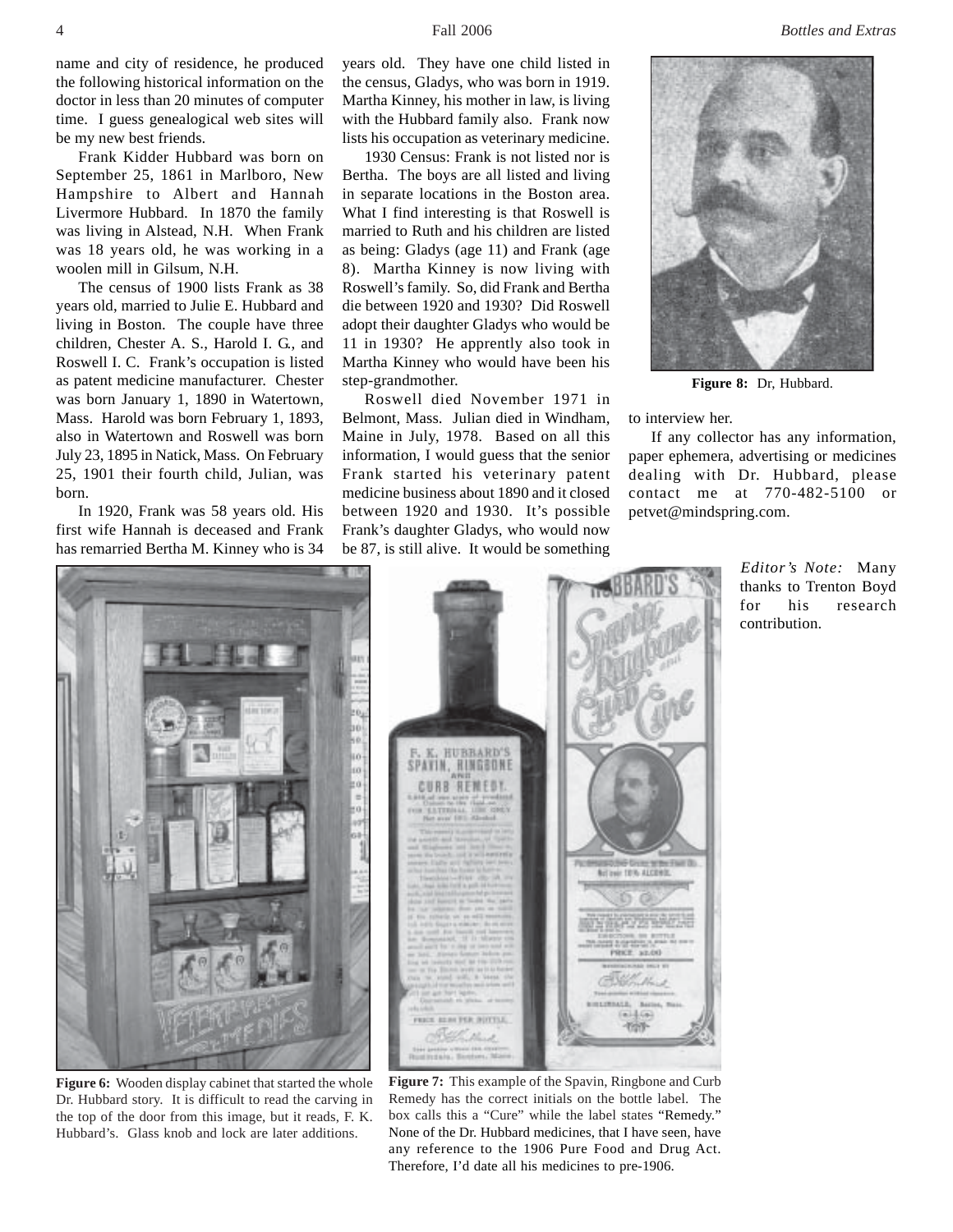name and city of residence, he produced the following historical information on the doctor in less than 20 minutes of computer time. I guess genealogical web sites will be my new best friends.

Frank Kidder Hubbard was born on September 25, 1861 in Marlboro, New Hampshire to Albert and Hannah Livermore Hubbard. In 1870 the family was living in Alstead, N.H. When Frank was 18 years old, he was working in a woolen mill in Gilsum, N.H.

The census of 1900 lists Frank as 38 years old, married to Julie E. Hubbard and living in Boston. The couple have three children, Chester A. S., Harold I. G., and Roswell I. C. Frank's occupation is listed as patent medicine manufacturer. Chester was born January 1, 1890 in Watertown, Mass. Harold was born February 1, 1893, also in Watertown and Roswell was born July 23, 1895 in Natick, Mass. On February 25, 1901 their fourth child, Julian, was born.

In 1920, Frank was 58 years old. His first wife Hannah is deceased and Frank has remarried Bertha M. Kinney who is 34 years old. They have one child listed in the census, Gladys, who was born in 1919. Martha Kinney, his mother in law, is living with the Hubbard family also. Frank now lists his occupation as veterinary medicine.

1930 Census: Frank is not listed nor is Bertha. The boys are all listed and living in separate locations in the Boston area. What I find interesting is that Roswell is married to Ruth and his children are listed as being: Gladys (age 11) and Frank (age 8). Martha Kinney is now living with Roswell's family. So, did Frank and Bertha die between 1920 and 1930? Did Roswell adopt their daughter Gladys who would be 11 in 1930? He apprently also took in Martha Kinney who would have been his step-grandmother.

Roswell died November 1971 in Belmont, Mass. Julian died in Windham, Maine in July, 1978. Based on all this information, I would guess that the senior Frank started his veterinary patent medicine business about 1890 and it closed between 1920 and 1930. It's possible Frank's daughter Gladys, who would now be 87, is still alive. It would be something to interview her.

If any collector has any information, paper ephemera, advertising or medicines dealing with Dr. Hubbard, please contact me at 770-482-5100 or petvet@mindspring.com.

**Figure 8:** Dr, Hubbard.

*Editor's Note:* Many thanks to Trenton Boyd for his research contribution.

**Figure 6:** Wooden display cabinet that started the whole Dr. Hubbard story. It is difficult to read the carving in the top of the door from this image, but it reads, F. K. Hubbard's. Glass knob and lock are later additions.

**Figure 7:** This example of the Spavin, Ringbone and Curb Remedy has the correct initials on the bottle label. The box calls this a "Cure" while the label states "Remedy." None of the Dr. Hubbard medicines, that I have seen, have any reference to the 1906 Pure Food and Drug Act. Therefore, I'd date all his medicines to pre-1906.